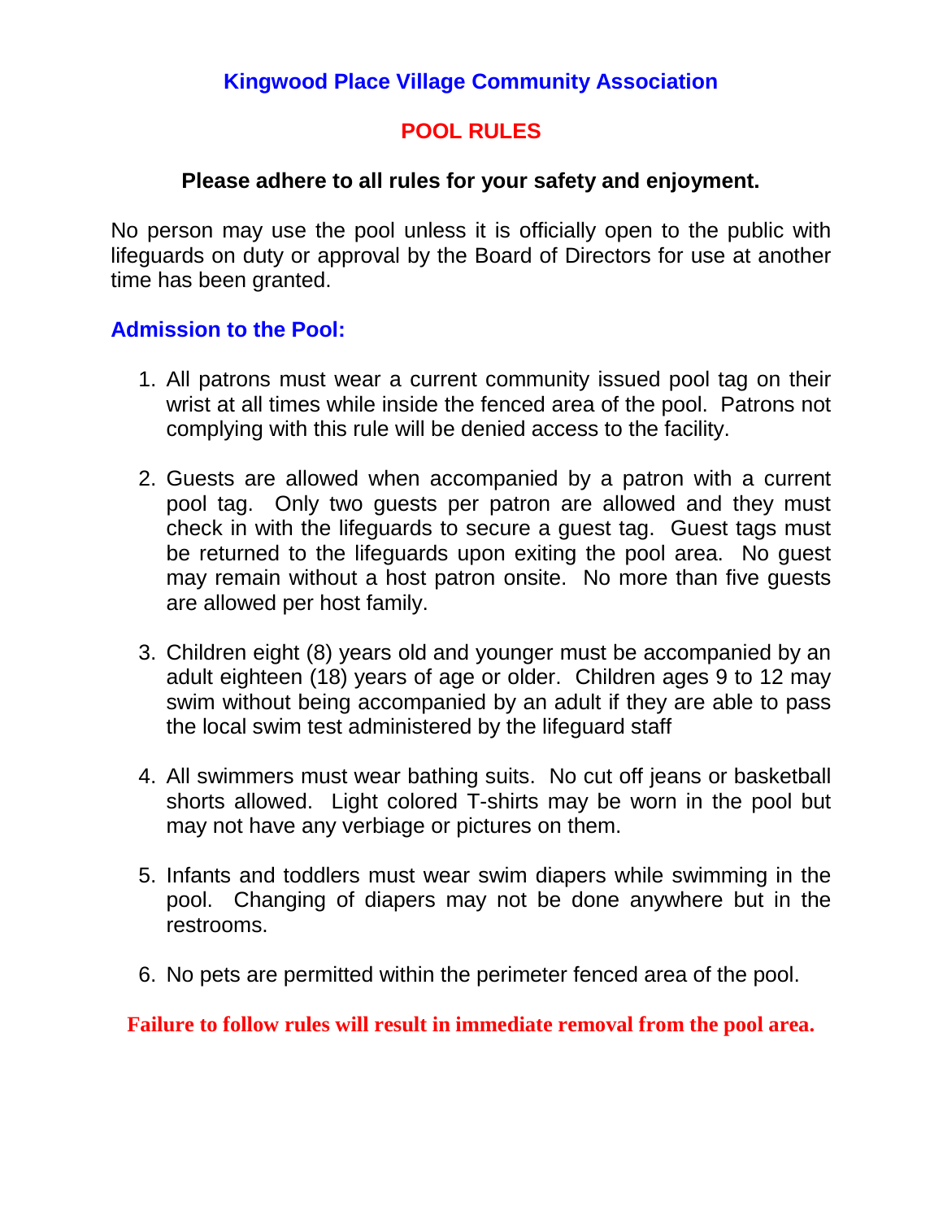# Kingwood Place Village Community Association

## POOL RULES

**Please adhere to all rules for your safety and enjoyment.**

No person may use the pool unless it is officially open to the public with lifeguards on duty or approval by the Board of Directors for use at another time has been granted.

### Admission to the Pool:

1. All patrons must wear a current community issued pool tag on their wrist at all times while inside the fenced area of the pool. Patrons not complying with this rule will be denied access to the facility.

2. Guests are allowed when accompanied by a patron with a current pool tag. Only two guests per patron are allowed and they must check in with the lifeguards to secure a guest tag. Guest tags must be returned to the lifeguards upon exiting the pool area. No guest may remain without a host patron onsite. No more than five guests are allowed per host family.

3. Children eight (8) years old and younger must be accompanied by an adult eighteen (18) years of age or older. Children ages 9 to 12 may swim without being accompanied by an adult if they are able to pass the local swim test administered by the lifeguard staff

4. All swimmers must wear bathing suits. No cut off jeans or basketball shorts allowed. Light colored T-shirts may be worn in the pool but may not have any verbiage or pictures on them.

5. Infants and toddlers must wear swim diapers while swimming in the pool. Changing of diapers may not be done anywhere but in the restrooms.

6. No pets are permitted within the perimeter fenced area of the pool.

**Failure to follow rules will result in immediate removal from the pool area.**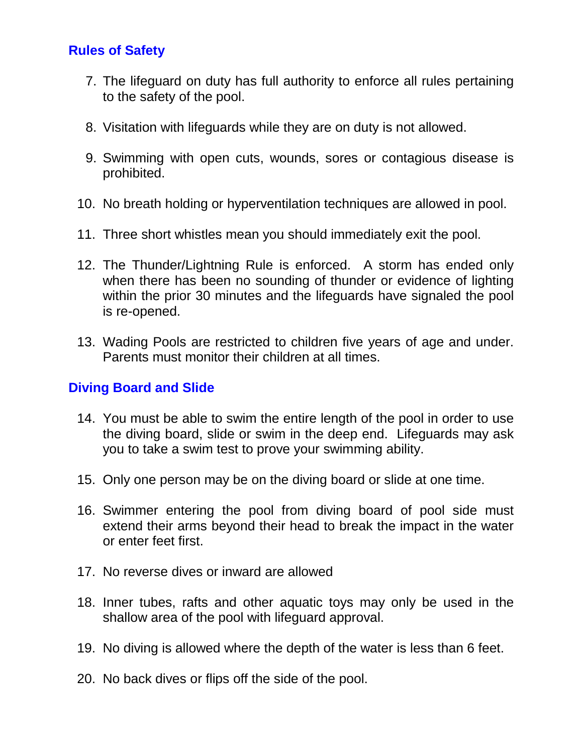## Rules of Safety

7. The lifeguard on duty has full authority to enforce all rules pertaining to the safety of the pool.

8. Visitation with lifeguards while they are on duty is not allowed.

9. Swimming with open cuts, wounds, sores or contagious disease is prohibited.

10. No breath holding or hyperventilation techniques are allowed in pool.

11. Three short whistles mean you should immediately exit the pool.

12. The Thunder/Lightning Rule is enforced. A storm has ended only when there has been no sounding of thunder or evidence of lighting within the prior 30 minutes and the lifeguards have signaled the pool is re-opened.

13. Wading Pools are restricted to children five years of age and under. Parents must monitor their children at all times.

## Diving Board and Slide

14. You must be able to swim the entire length of the pool in order to use the diving board, slide or swim in the deep end. Lifeguards may ask you to take a swim test to prove your swimming ability.

15. Only one person may be on the diving board or slide at one time.

16. Swimmer entering the pool from diving board of pool side must extend their arms beyond their head to break the impact in the water or enter feet first.

17. No reverse dives or inward are allowed

18. Inner tubes, rafts and other aquatic toys may only be used in the shallow area of the pool with lifeguard approval.

19. No diving is allowed where the depth of the water is less than 6 feet.

20. No back dives or flips off the side of the pool.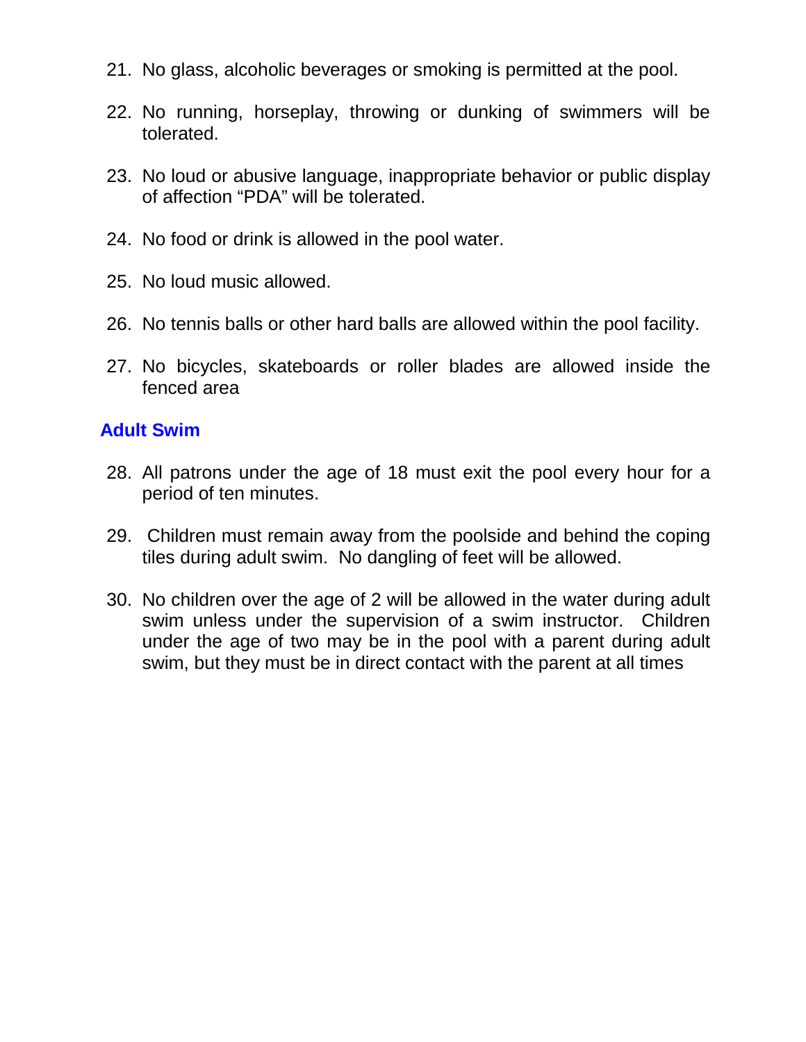21. No glass, alcoholic beverages or smoking is permitted at the pool.

22. No running, horseplay, throwing or dunking of swimmers will be tolerated.

23. No loud or abusive language, inappropriate behavior or public display of affection "PDA" will be tolerated.

24. No food or drink is allowed in the pool water.

25. No loud music allowed.

26. No tennis balls or other hard balls are allowed within the pool facility.

27. No bicycles, skateboards or roller blades are allowed inside the fenced area

## Adult Swim

28. All patrons under the age of 18 must exit the pool every hour for a period of ten minutes.

29. Children must remain away from the poolside and behind the coping tiles during adult swim. No dangling of feet will be allowed.

30. No children over the age of 2 will be allowed in the water during adult swim unless under the supervision of a swim instructor. Children under the age of two may be in the pool with a parent during adult swim, but they must be in direct contact with the parent at all times